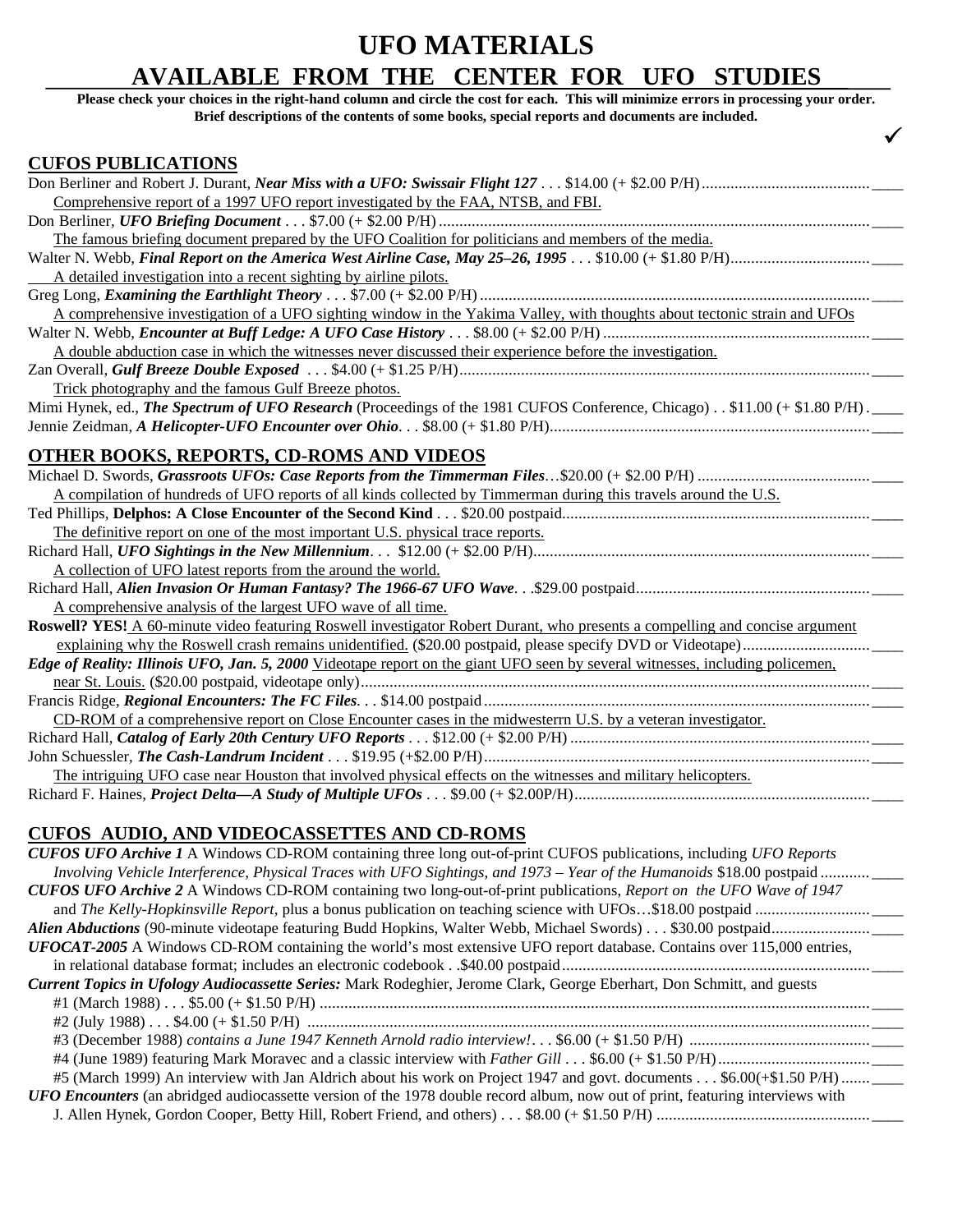# UFO MATERIALS

## AVAILABLE FROM THE CENTER FOR UFO STUDIES

**Please check your choices in the right-hand column and circle the cost for each. This will minimize errors in processing your order. Brief descriptions of the contents of some books, special reports and documents are included.**

✓

## CUFOS PUBLICATIONS

Don Berliner and Robert J. Durant, ***Near Miss with a UFO: Swissair Flight 127*** . . . $14.00 (+ $2.00 P/H) ____

Comprehensive report of a 1997 UFO report investigated by the FAA, NTSB, and FBI.

Don Berliner, ***UFO Briefing Document*** . . . $7.00 (+ $2.00 P/H) ____

The famous briefing document prepared by the UFO Coalition for politicians and members of the media.

Walter N. Webb, ***Final Report on the America West Airline Case, May 25–26, 1995*** . . . $10.00 (+ $1.80 P/H) ____

A detailed investigation into a recent sighting by airline pilots.

Greg Long, ***Examining the Earthlight Theory*** . . . $7.00 (+ $2.00 P/H) ____

A comprehensive investigation of a UFO sighting window in the Yakima Valley, with thoughts about tectonic strain and UFOs

Walter N. Webb, ***Encounter at Buff Ledge: A UFO Case History*** . . . $8.00 (+ $2.00 P/H) ____

A double abduction case in which the witnesses never discussed their experience before the investigation.

Zan Overall, ***Gulf Breeze Double Exposed*** . . . $4.00 (+ $1.25 P/H) ____

Trick photography and the famous Gulf Breeze photos.

Mimi Hynek, ed., ***The Spectrum of UFO Research*** (Proceedings of the 1981 CUFOS Conference, Chicago) . . $11.00 (+ $1.80 P/H) ____

Jennie Zeidman, ***A Helicopter-UFO Encounter over Ohio***. . . $8.00 (+ $1.80 P/H) ____

## OTHER BOOKS, REPORTS, CD-ROMS AND VIDEOS

Michael D. Swords, ***Grassroots UFOs: Case Reports from the Timmerman Files***…$20.00 (+ $2.00 P/H) ____

A compilation of hundreds of UFO reports of all kinds collected by Timmerman during this travels around the U.S.

Ted Phillips, **Delphos: A Close Encounter of the Second Kind** . . . $20.00 postpaid ____

The definitive report on one of the most important U.S. physical trace reports.

Richard Hall, ***UFO Sightings in the New Millennium***. . . $12.00 (+ $2.00 P/H) ____

A collection of UFO latest reports from the around the world.

Richard Hall, ***Alien Invasion Or Human Fantasy? The 1966-67 UFO Wave***. . .$29.00 postpaid ____

A comprehensive analysis of the largest UFO wave of all time.

**Roswell? YES!** A 60-minute video featuring Roswell investigator Robert Durant, who presents a compelling and concise argument explaining why the Roswell crash remains unidentified. ($20.00 postpaid, please specify DVD or Videotape) ____

***Edge of Reality: Illinois UFO, Jan. 5, 2000*** Videotape report on the giant UFO seen by several witnesses, including policemen, near St. Louis. ($20.00 postpaid, videotape only) ____

Francis Ridge, ***Regional Encounters: The FC Files***. . . $14.00 postpaid ____

CD-ROM of a comprehensive report on Close Encounter cases in the midwesterrn U.S. by a veteran investigator.

Richard Hall, ***Catalog of Early 20th Century UFO Reports*** . . . $12.00 (+ $2.00 P/H) ____

John Schuessler, ***The Cash-Landrum Incident*** . . . $19.95 (+$2.00 P/H) ____

The intriguing UFO case near Houston that involved physical effects on the witnesses and military helicopters.

Richard F. Haines, ***Project Delta—A Study of Multiple UFOs*** . . . $9.00 (+ $2.00P/H) ____

## CUFOS AUDIO, AND VIDEOCASSETTES AND CD-ROMS

***CUFOS UFO Archive 1*** A Windows CD-ROM containing three long out-of-print CUFOS publications, including *UFO Reports Involving Vehicle Interference, Physical Traces with UFO Sightings, and 1973 – Year of the Humanoids* $18.00 postpaid ____

***CUFOS UFO Archive 2*** A Windows CD-ROM containing two long-out-of-print publications, *Report on the UFO Wave of 1947* and *The Kelly-Hopkinsville Report*, plus a bonus publication on teaching science with UFOs…$18.00 postpaid ____

***Alien Abductions*** (90-minute videotape featuring Budd Hopkins, Walter Webb, Michael Swords) . . . $30.00 postpaid ____

***UFOCAT-2005*** A Windows CD-ROM containing the world's most extensive UFO report database. Contains over 115,000 entries, in relational database format; includes an electronic codebook . .$40.00 postpaid ____

***Current Topics in Ufology Audiocassette Series:*** Mark Rodeghier, Jerome Clark, George Eberhart, Don Schmitt, and guests

- #1 (March 1988) . . . $5.00 (+ $1.50 P/H) ____
- #2 (July 1988) . . . $4.00 (+ $1.50 P/H) ____
- #3 (December 1988) *contains a June 1947 Kenneth Arnold radio interview!*. . . $6.00 (+ $1.50 P/H) ____
- #4 (June 1989) featuring Mark Moravec and a classic interview with *Father Gill* . . . $6.00 (+ $1.50 P/H) ____
- #5 (March 1999) An interview with Jan Aldrich about his work on Project 1947 and govt. documents . . . $6.00(+$1.50 P/H) ____

***UFO Encounters*** (an abridged audiocassette version of the 1978 double record album, now out of print, featuring interviews with J. Allen Hynek, Gordon Cooper, Betty Hill, Robert Friend, and others) . . . $8.00 (+ $1.50 P/H) ____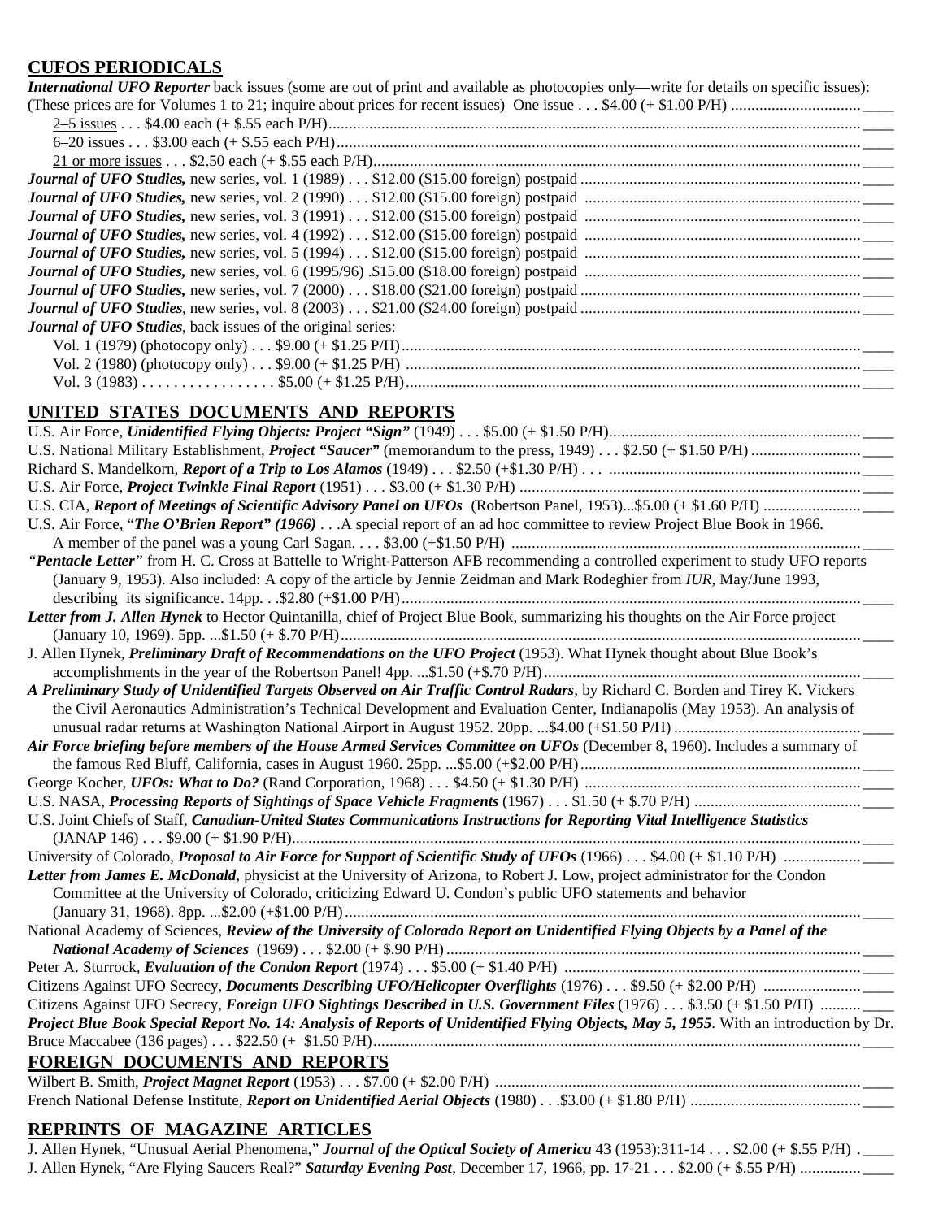## CUFOS PERIODICALS

***International UFO Reporter*** back issues (some are out of print and available as photocopies only—write for details on specific issues):
(These prices are for Volumes 1 to 21; inquire about prices for recent issues) One issue . . . $4.00 (+ $1.00 P/H) ................................ ____

- 2–5 issues . . . $4.00 each (+ $.55 each P/H)................................................................................................................................ ____
- 6–20 issues . . . $3.00 each (+ $.55 each P/H)............................................................................................................................... ____
- 21 or more issues . . . $2.50 each (+ $.55 each P/H)..................................................................................................................... ____

***Journal of UFO Studies,*** new series, vol. 1 (1989) . . . $12.00 ($15.00 foreign) postpaid ...................................................................... ____
***Journal of UFO Studies,*** new series, vol. 2 (1990) . . . $12.00 ($15.00 foreign) postpaid ...................................................................... ____
***Journal of UFO Studies,*** new series, vol. 3 (1991) . . . $12.00 ($15.00 foreign) postpaid ...................................................................... ____
***Journal of UFO Studies,*** new series, vol. 4 (1992) . . . $12.00 ($15.00 foreign) postpaid ...................................................................... ____
***Journal of UFO Studies,*** new series, vol. 5 (1994) . . . $12.00 ($15.00 foreign) postpaid ...................................................................... ____
***Journal of UFO Studies,*** new series, vol. 6 (1995/96) .$15.00 ($18.00 foreign) postpaid ...................................................................... ____
***Journal of UFO Studies,*** new series, vol. 7 (2000) . . . $18.00 ($21.00 foreign) postpaid ...................................................................... ____
***Journal of UFO Studies***, new series, vol. 8 (2003) . . . $21.00 ($24.00 foreign) postpaid ...................................................................... ____
***Journal of UFO Studies***, back issues of the original series:

- Vol. 1 (1979) (photocopy only) . . . $9.00 (+ $1.25 P/H)................................................................................................................ ____
- Vol. 2 (1980) (photocopy only) . . . $9.00 (+ $1.25 P/H) ............................................................................................................... ____
- Vol. 3 (1983) . . . . . . . . . . . . . . . . . $5.00 (+ $1.25 P/H)............................................................................................................... ____

## UNITED STATES DOCUMENTS AND REPORTS

U.S. Air Force, ***Unidentified Flying Objects: Project "Sign"*** (1949) . . . $5.00 (+ $1.50 P/H).............................................................. ____
U.S. National Military Establishment, ***Project "Saucer"*** (memorandum to the press, 1949) . . . $2.50 (+ $1.50 P/H) ........................... ____
Richard S. Mandelkorn, ***Report of a Trip to Los Alamos*** (1949) . . . $2.50 (+$1.30 P/H) . . . ............................................................. ____
U.S. Air Force, ***Project Twinkle Final Report*** (1951) . . . $3.00 (+ $1.30 P/H) ...................................................................................... ____
U.S. CIA, ***Report of Meetings of Scientific Advisory Panel on UFOs*** (Robertson Panel, 1953)...$5.00 (+ $1.60 P/H) ........................ ____
U.S. Air Force, "***The O'Brien Report" (1966)*** . . .A special report of an ad hoc committee to review Project Blue Book in 1966. A member of the panel was a young Carl Sagan. . . . $3.00 (+$1.50 P/H) ...................................................................................... ____
"***Pentacle Letter***" from H. C. Cross at Battelle to Wright-Patterson AFB recommending a controlled experiment to study UFO reports (January 9, 1953). Also included: A copy of the article by Jennie Zeidman and Mark Rodeghier from *IUR*, May/June 1993, describing its significance. 14pp. . .$2.80 (+$1.00 P/H)................................................................................................... ____
***Letter from J. Allen Hynek*** to Hector Quintanilla, chief of Project Blue Book, summarizing his thoughts on the Air Force project (January 10, 1969). 5pp. ...$1.50 (+ $.70 P/H)................................................................................................................ ____
J. Allen Hynek, ***Preliminary Draft of Recommendations on the UFO Project*** (1953). What Hynek thought about Blue Book's accomplishments in the year of the Robertson Panel! 4pp. ...$1.50 (+$.70 P/H)............................................................................... ____
***A Preliminary Study of Unidentified Targets Observed on Air Traffic Control Radars***, by Richard C. Borden and Tirey K. Vickers the Civil Aeronautics Administration's Technical Development and Evaluation Center, Indianapolis (May 1953). An analysis of unusual radar returns at Washington National Airport in August 1952. 20pp. ...$4.00 (+$1.50 P/H) .............................................. ____
***Air Force briefing before members of the House Armed Services Committee on UFOs*** (December 8, 1960). Includes a summary of the famous Red Bluff, California, cases in August 1960. 25pp. ...$5.00 (+$2.00 P/H)...................................................................... ____
George Kocher, ***UFOs: What to Do?*** (Rand Corporation, 1968) . . . $4.50 (+ $1.30 P/H) ................................................................... ____
U.S. NASA, ***Processing Reports of Sightings of Space Vehicle Fragments*** (1967) . . . $1.50 (+ $.70 P/H) ......................................... ____
U.S. Joint Chiefs of Staff, ***Canadian-United States Communications Instructions for Reporting Vital Intelligence Statistics*** (JANAP 146) . . . $9.00 (+ $1.90 P/H)........................................................................................................................................... ____
University of Colorado, ***Proposal to Air Force for Support of Scientific Study of UFOs*** (1966) . . . $4.00 (+ $1.10 P/H) ................... ____
***Letter from James E. McDonald***, physicist at the University of Arizona, to Robert J. Low, project administrator for the Condon Committee at the University of Colorado, criticizing Edward U. Condon's public UFO statements and behavior (January 31, 1968). 8pp. ...$2.00 (+$1.00 P/H)............................................................................................................................. ____
National Academy of Sciences, ***Review of the University of Colorado Report on Unidentified Flying Objects by a Panel of the National Academy of Sciences*** (1969) . . . $2.00 (+ $.90 P/H)...................................................................................................... ____
Peter A. Sturrock, ***Evaluation of the Condon Report*** (1974) . . . $5.00 (+ $1.40 P/H) ........................................................................ ____
Citizens Against UFO Secrecy, ***Documents Describing UFO/Helicopter Overflights*** (1976) . . . $9.50 (+ $2.00 P/H) ........................ ____
Citizens Against UFO Secrecy, ***Foreign UFO Sightings Described in U.S. Government Files*** (1976) . . . $3.50 (+ $1.50 P/H) .......... ____
***Project Blue Book Special Report No. 14: Analysis of Reports of Unidentified Flying Objects, May 5, 1955***. With an introduction by Dr. Bruce Maccabee (136 pages) . . . $22.50 (+ $1.50 P/H)........................................................................................................................ ____

## FOREIGN DOCUMENTS AND REPORTS

Wilbert B. Smith, ***Project Magnet Report*** (1953) . . . $7.00 (+ $2.00 P/H) .......................................................................................... ____
French National Defense Institute, ***Report on Unidentified Aerial Objects*** (1980) . . .$3.00 (+ $1.80 P/H) .......................................... ____

## REPRINTS OF MAGAZINE ARTICLES

J. Allen Hynek, "Unusual Aerial Phenomena," ***Journal of the Optical Society of America*** 43 (1953):311-14 . . . $2.00 (+ $.55 P/H) . ____
J. Allen Hynek, "Are Flying Saucers Real?" ***Saturday Evening Post***, December 17, 1966, pp. 17-21 . . . $2.00 (+ $.55 P/H) ............... ____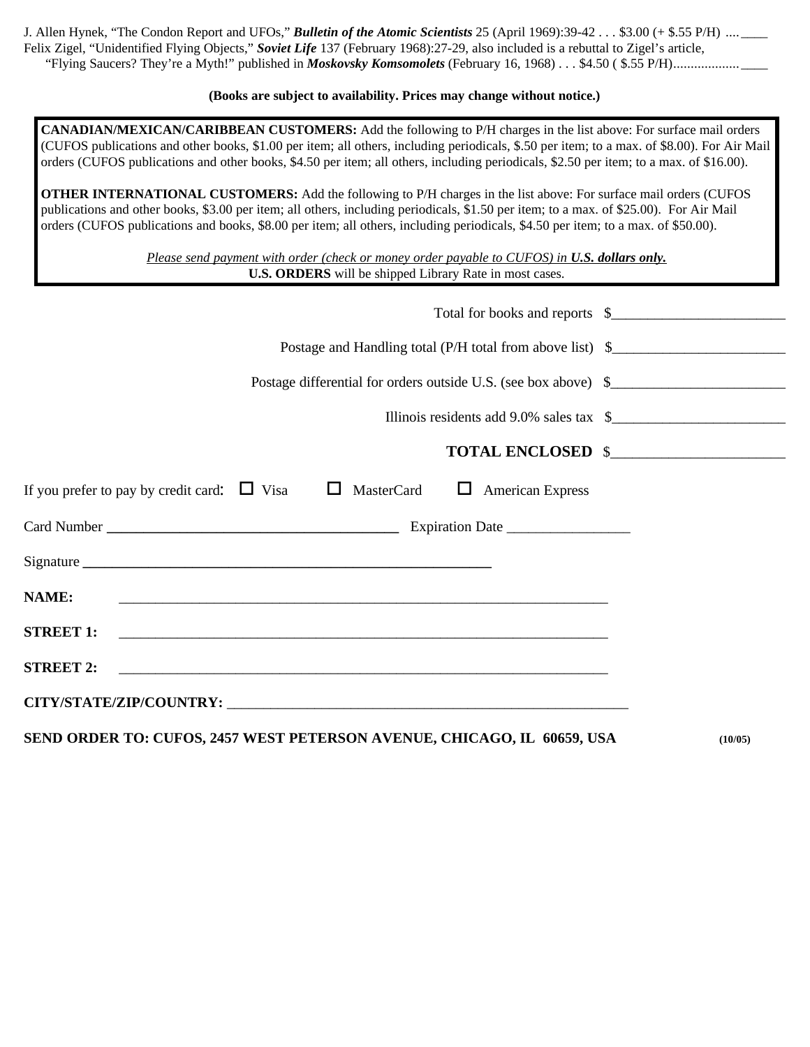J. Allen Hynek, "The Condon Report and UFOs," ***Bulletin of the Atomic Scientists*** 25 (April 1969):39-42 . . . $3.00 (+ $.55 P/H) .... ____

Felix Zigel, "Unidentified Flying Objects," ***Soviet Life*** 137 (February 1968):27-29, also included is a rebuttal to Zigel's article, "Flying Saucers? They're a Myth!" published in ***Moskovsky Komsomolets*** (February 16, 1968) . . . $4.50 ( $.55 P/H).................. ____

**(Books are subject to availability. Prices may change without notice.)**

**CANADIAN/MEXICAN/CARIBBEAN CUSTOMERS:** Add the following to P/H charges in the list above: For surface mail orders (CUFOS publications and other books, $1.00 per item; all others, including periodicals, $.50 per item; to a max. of $8.00). For Air Mail orders (CUFOS publications and other books, $4.50 per item; all others, including periodicals, $2.50 per item; to a max. of $16.00).

**OTHER INTERNATIONAL CUSTOMERS:** Add the following to P/H charges in the list above: For surface mail orders (CUFOS publications and other books, $3.00 per item; all others, including periodicals, $1.50 per item; to a max. of $25.00). For Air Mail orders (CUFOS publications and books, $8.00 per item; all others, including periodicals, $4.50 per item; to a max. of $50.00).

*Please send payment with order (check or money order payable to CUFOS) in **U.S. dollars only.***
**U.S. ORDERS** will be shipped Library Rate in most cases.

Total for books and reports $________________________

Postage and Handling total (P/H total from above list) $________________________

Postage differential for orders outside U.S. (see box above) $________________________

Illinois residents add 9.0% sales tax $________________________

**TOTAL ENCLOSED** $________________________

If you prefer to pay by credit card: ☐ Visa ☐ MasterCard ☐ American Express

Card Number ________________________________________ Expiration Date _________________

Signature ___________________________________________________________

**NAME:** ______________________________________________________________________

**STREET 1:** ______________________________________________________________________

**STREET 2:** ______________________________________________________________________

**CITY/STATE/ZIP/COUNTRY:** __________________________________________________________

**SEND ORDER TO: CUFOS, 2457 WEST PETERSON AVENUE, CHICAGO, IL 60659, USA** **(10/05)**